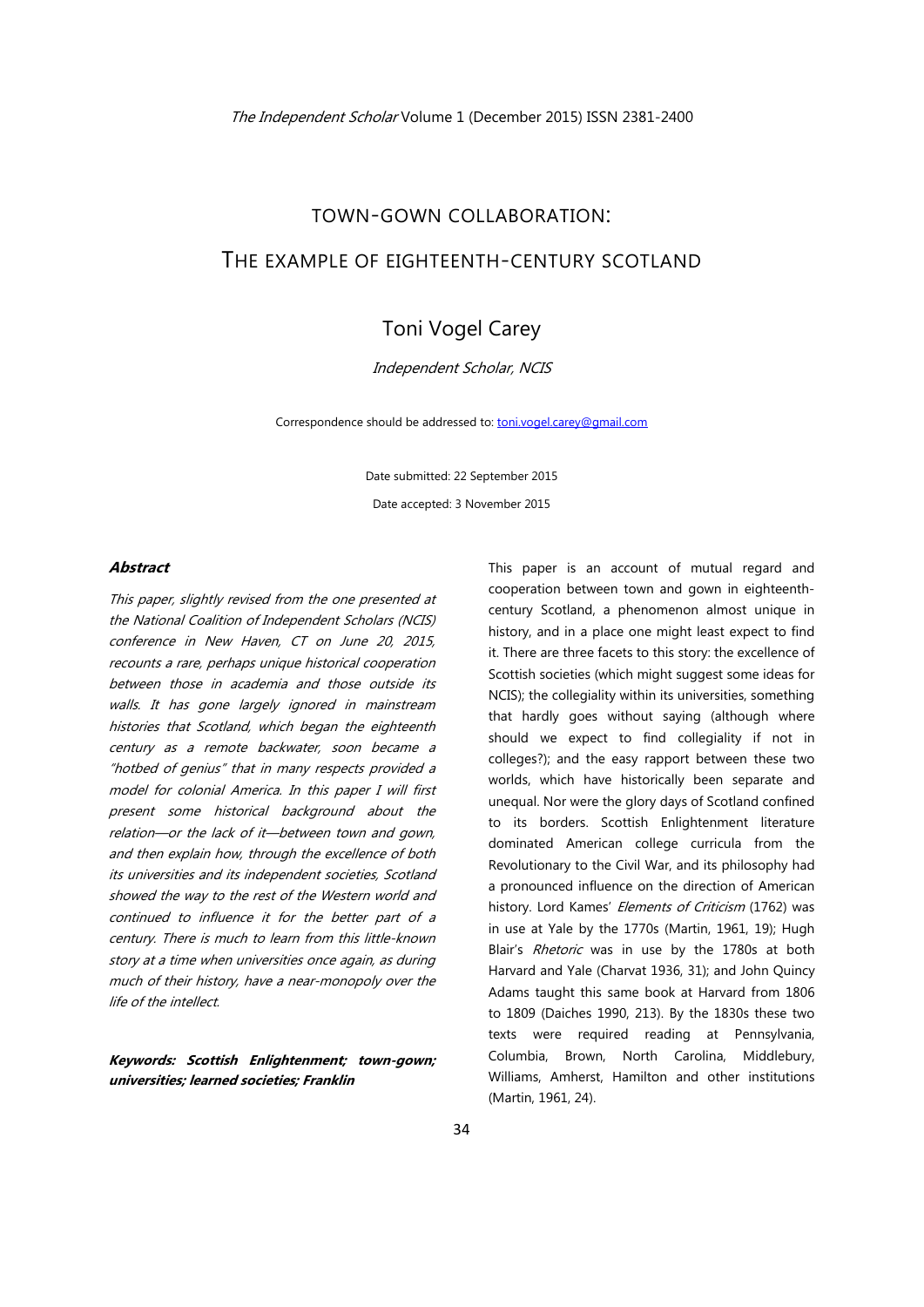# TOWN-GOWN COLLABORATION:

# THE EXAMPLE OF EIGHTEENTH-CENTURY SCOTLAND

Toni Vogel Carey

*Independent Scholar, NCIS*

Correspondence should be addressed to: toni.vogel.carey@gmail.com

Date submitted: 22 September 2015

Date accepted: 3 November 2015

### Abstract

*This paper, slightly revised from the one presented at the National Coalition of Independent Scholars (NCIS) conference in New Haven, CT on June 20, 2015, recounts a rare, perhaps unique historical cooperation between those in academia and those outside its walls. It has gone largely ignored in mainstream histories that Scotland, which began the eighteenth century as a remote backwater, soon became a "hotbed of genius" that in many respects provided a model for colonial America. In this paper I will first present some historical background about the relation—or the lack of it—between town and gown, and then explain how, through the excellence of both its universities and its independent societies, Scotland showed the way to the rest of the Western world and continued to influence it for the better part of a century. There is much to learn from this little-known story at a time when universities once again, as during much of their history, have a near-monopoly over the life of the intellect.*

***Keywords: Scottish Enlightenment; town-gown; universities; learned societies; Franklin***

This paper is an account of mutual regard and cooperation between town and gown in eighteenth-century Scotland, a phenomenon almost unique in history, and in a place one might least expect to find it. There are three facets to this story: the excellence of Scottish societies (which might suggest some ideas for NCIS); the collegiality within its universities, something that hardly goes without saying (although where should we expect to find collegiality if not in colleges?); and the easy rapport between these two worlds, which have historically been separate and unequal. Nor were the glory days of Scotland confined to its borders. Scottish Enlightenment literature dominated American college curricula from the Revolutionary to the Civil War, and its philosophy had a pronounced influence on the direction of American history. Lord Kames' *Elements of Criticism* (1762) was in use at Yale by the 1770s (Martin, 1961, 19); Hugh Blair's *Rhetoric* was in use by the 1780s at both Harvard and Yale (Charvat 1936, 31); and John Quincy Adams taught this same book at Harvard from 1806 to 1809 (Daiches 1990, 213). By the 1830s these two texts were required reading at Pennsylvania, Columbia, Brown, North Carolina, Middlebury, Williams, Amherst, Hamilton and other institutions (Martin, 1961, 24).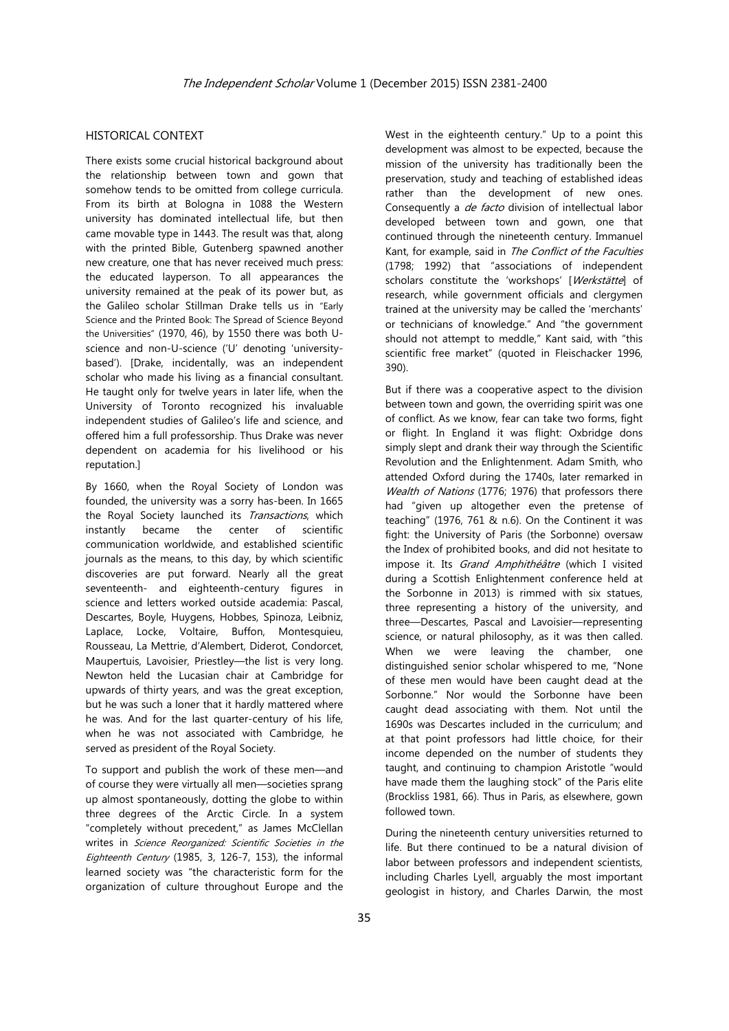## HISTORICAL CONTEXT

There exists some crucial historical background about the relationship between town and gown that somehow tends to be omitted from college curricula. From its birth at Bologna in 1088 the Western university has dominated intellectual life, but then came movable type in 1443. The result was that, along with the printed Bible, Gutenberg spawned another new creature, one that has never received much press: the educated layperson. To all appearances the university remained at the peak of its power but, as the Galileo scholar Stillman Drake tells us in "Early Science and the Printed Book: The Spread of Science Beyond the Universities" (1970, 46), by 1550 there was both U-science and non-U-science ('U' denoting 'university-based'). [Drake, incidentally, was an independent scholar who made his living as a financial consultant. He taught only for twelve years in later life, when the University of Toronto recognized his invaluable independent studies of Galileo's life and science, and offered him a full professorship. Thus Drake was never dependent on academia for his livelihood or his reputation.]

By 1660, when the Royal Society of London was founded, the university was a sorry has-been. In 1665 the Royal Society launched its *Transactions*, which instantly became the center of scientific communication worldwide, and established scientific journals as the means, to this day, by which scientific discoveries are put forward. Nearly all the great seventeenth- and eighteenth-century figures in science and letters worked outside academia: Pascal, Descartes, Boyle, Huygens, Hobbes, Spinoza, Leibniz, Laplace, Locke, Voltaire, Buffon, Montesquieu, Rousseau, La Mettrie, d'Alembert, Diderot, Condorcet, Maupertuis, Lavoisier, Priestley—the list is very long. Newton held the Lucasian chair at Cambridge for upwards of thirty years, and was the great exception, but he was such a loner that it hardly mattered where he was. And for the last quarter-century of his life, when he was not associated with Cambridge, he served as president of the Royal Society.

To support and publish the work of these men—and of course they were virtually all men—societies sprang up almost spontaneously, dotting the globe to within three degrees of the Arctic Circle. In a system "completely without precedent," as James McClellan writes in *Science Reorganized: Scientific Societies in the Eighteenth Century* (1985, 3, 126-7, 153), the informal learned society was "the characteristic form for the organization of culture throughout Europe and the West in the eighteenth century." Up to a point this development was almost to be expected, because the mission of the university has traditionally been the preservation, study and teaching of established ideas rather than the development of new ones. Consequently a *de facto* division of intellectual labor developed between town and gown, one that continued through the nineteenth century. Immanuel Kant, for example, said in *The Conflict of the Faculties* (1798; 1992) that "associations of independent scholars constitute the 'workshops' [*Werkstätte*] of research, while government officials and clergymen trained at the university may be called the 'merchants' or technicians of knowledge." And "the government should not attempt to meddle," Kant said, with "this scientific free market" (quoted in Fleischacker 1996, 390).

But if there was a cooperative aspect to the division between town and gown, the overriding spirit was one of conflict. As we know, fear can take two forms, fight or flight. In England it was flight: Oxbridge dons simply slept and drank their way through the Scientific Revolution and the Enlightenment. Adam Smith, who attended Oxford during the 1740s, later remarked in *Wealth of Nations* (1776; 1976) that professors there had "given up altogether even the pretense of teaching" (1976, 761 & n.6). On the Continent it was fight: the University of Paris (the Sorbonne) oversaw the Index of prohibited books, and did not hesitate to impose it. Its *Grand Amphithéâtre* (which I visited during a Scottish Enlightenment conference held at the Sorbonne in 2013) is rimmed with six statues, three representing a history of the university, and three—Descartes, Pascal and Lavoisier—representing science, or natural philosophy, as it was then called. When we were leaving the chamber, one distinguished senior scholar whispered to me, "None of these men would have been caught dead at the Sorbonne." Nor would the Sorbonne have been caught dead associating with them. Not until the 1690s was Descartes included in the curriculum; and at that point professors had little choice, for their income depended on the number of students they taught, and continuing to champion Aristotle "would have made them the laughing stock" of the Paris elite (Brockliss 1981, 66). Thus in Paris, as elsewhere, gown followed town.

During the nineteenth century universities returned to life. But there continued to be a natural division of labor between professors and independent scientists, including Charles Lyell, arguably the most important geologist in history, and Charles Darwin, the most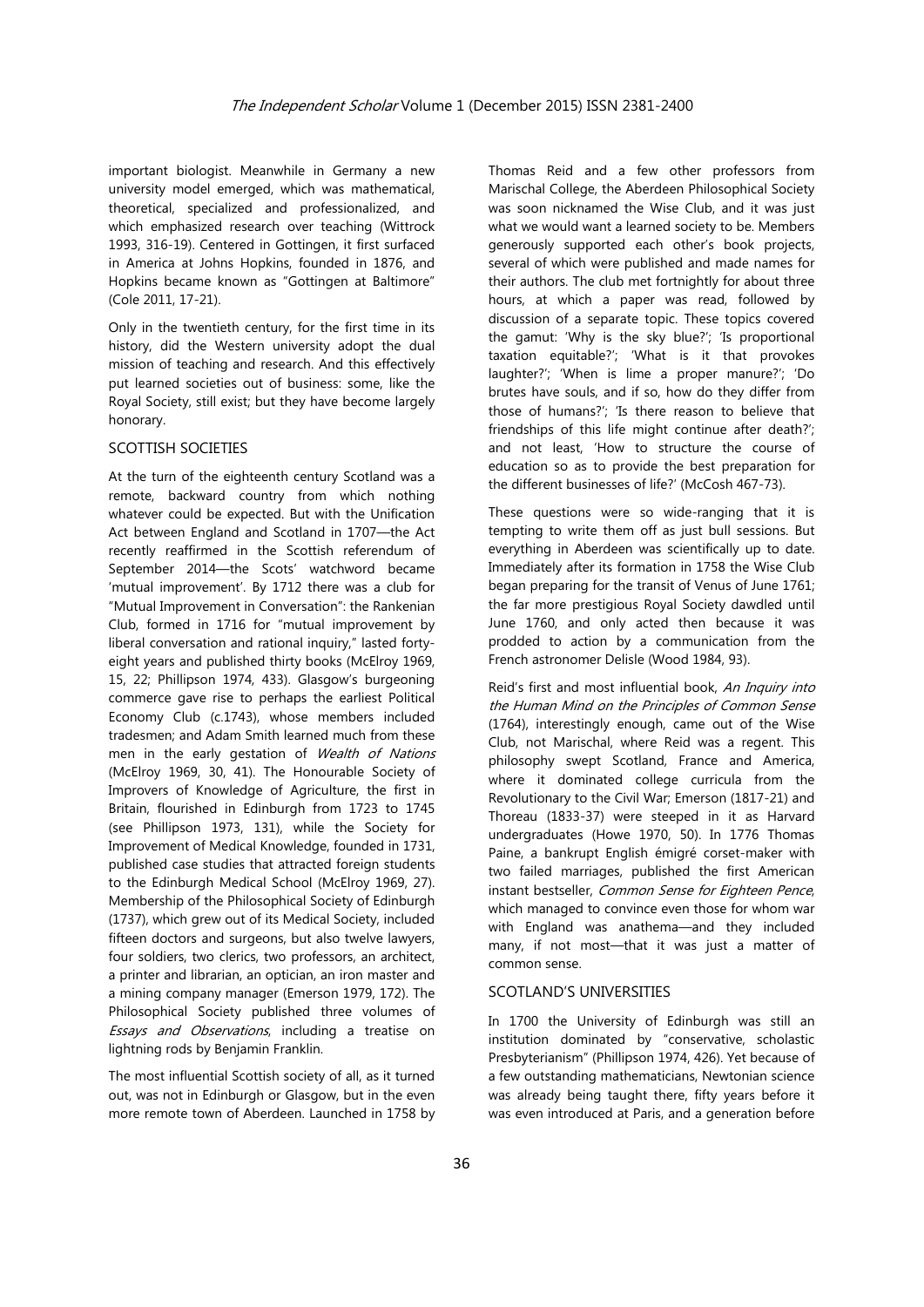important biologist. Meanwhile in Germany a new university model emerged, which was mathematical, theoretical, specialized and professionalized, and which emphasized research over teaching (Wittrock 1993, 316-19). Centered in Gottingen, it first surfaced in America at Johns Hopkins, founded in 1876, and Hopkins became known as "Gottingen at Baltimore" (Cole 2011, 17-21).

Only in the twentieth century, for the first time in its history, did the Western university adopt the dual mission of teaching and research. And this effectively put learned societies out of business: some, like the Royal Society, still exist; but they have become largely honorary.

## SCOTTISH SOCIETIES

At the turn of the eighteenth century Scotland was a remote, backward country from which nothing whatever could be expected. But with the Unification Act between England and Scotland in 1707—the Act recently reaffirmed in the Scottish referendum of September 2014—the Scots' watchword became 'mutual improvement'. By 1712 there was a club for "Mutual Improvement in Conversation": the Rankenian Club, formed in 1716 for "mutual improvement by liberal conversation and rational inquiry," lasted forty-eight years and published thirty books (McElroy 1969, 15, 22; Phillipson 1974, 433). Glasgow's burgeoning commerce gave rise to perhaps the earliest Political Economy Club (c.1743), whose members included tradesmen; and Adam Smith learned much from these men in the early gestation of *Wealth of Nations* (McElroy 1969, 30, 41). The Honourable Society of Improvers of Knowledge of Agriculture, the first in Britain, flourished in Edinburgh from 1723 to 1745 (see Phillipson 1973, 131), while the Society for Improvement of Medical Knowledge, founded in 1731, published case studies that attracted foreign students to the Edinburgh Medical School (McElroy 1969, 27). Membership of the Philosophical Society of Edinburgh (1737), which grew out of its Medical Society, included fifteen doctors and surgeons, but also twelve lawyers, four soldiers, two clerics, two professors, an architect, a printer and librarian, an optician, an iron master and a mining company manager (Emerson 1979, 172). The Philosophical Society published three volumes of *Essays and Observations*, including a treatise on lightning rods by Benjamin Franklin.

The most influential Scottish society of all, as it turned out, was not in Edinburgh or Glasgow, but in the even more remote town of Aberdeen. Launched in 1758 by Thomas Reid and a few other professors from Marischal College, the Aberdeen Philosophical Society was soon nicknamed the Wise Club, and it was just what we would want a learned society to be. Members generously supported each other's book projects, several of which were published and made names for their authors. The club met fortnightly for about three hours, at which a paper was read, followed by discussion of a separate topic. These topics covered the gamut: 'Why is the sky blue?'; 'Is proportional taxation equitable?'; 'What is it that provokes laughter?'; 'When is lime a proper manure?'; 'Do brutes have souls, and if so, how do they differ from those of humans?'; 'Is there reason to believe that friendships of this life might continue after death?'; and not least, 'How to structure the course of education so as to provide the best preparation for the different businesses of life?' (McCosh 467-73).

These questions were so wide-ranging that it is tempting to write them off as just bull sessions. But everything in Aberdeen was scientifically up to date. Immediately after its formation in 1758 the Wise Club began preparing for the transit of Venus of June 1761; the far more prestigious Royal Society dawdled until June 1760, and only acted then because it was prodded to action by a communication from the French astronomer Delisle (Wood 1984, 93).

Reid's first and most influential book, *An Inquiry into the Human Mind on the Principles of Common Sense* (1764), interestingly enough, came out of the Wise Club, not Marischal, where Reid was a regent. This philosophy swept Scotland, France and America, where it dominated college curricula from the Revolutionary to the Civil War; Emerson (1817-21) and Thoreau (1833-37) were steeped in it as Harvard undergraduates (Howe 1970, 50). In 1776 Thomas Paine, a bankrupt English émigré corset-maker with two failed marriages, published the first American instant bestseller, *Common Sense for Eighteen Pence*, which managed to convince even those for whom war with England was anathema—and they included many, if not most—that it was just a matter of common sense.

## SCOTLAND'S UNIVERSITIES

In 1700 the University of Edinburgh was still an institution dominated by "conservative, scholastic Presbyterianism" (Phillipson 1974, 426). Yet because of a few outstanding mathematicians, Newtonian science was already being taught there, fifty years before it was even introduced at Paris, and a generation before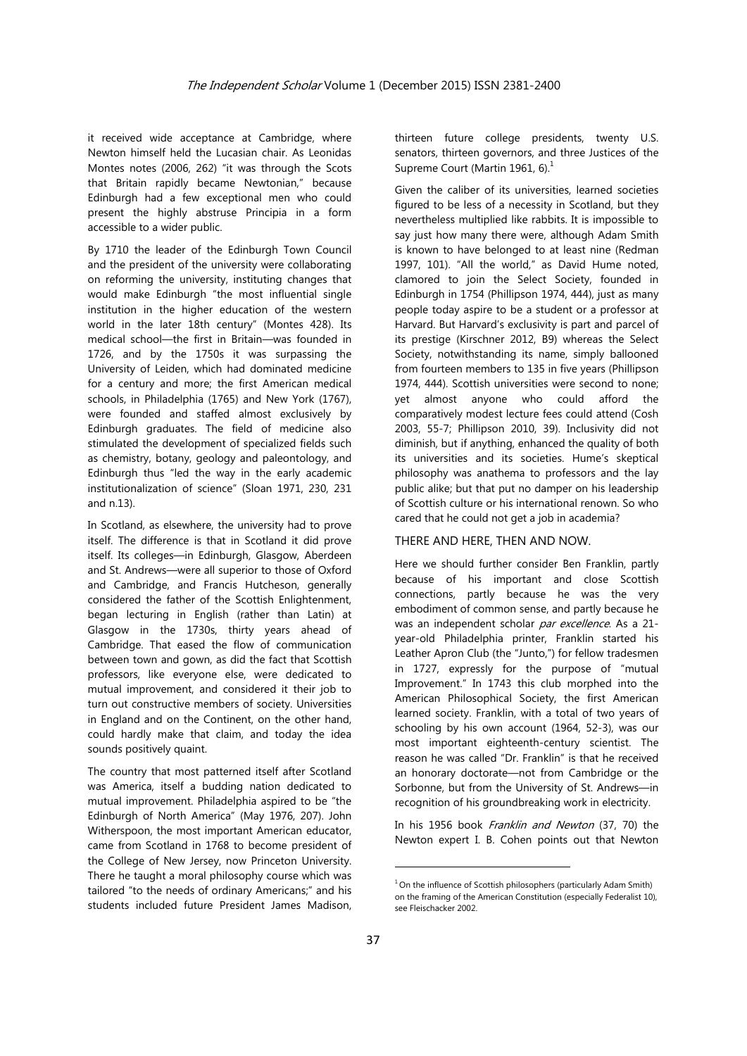it received wide acceptance at Cambridge, where Newton himself held the Lucasian chair. As Leonidas Montes notes (2006, 262) "it was through the Scots that Britain rapidly became Newtonian," because Edinburgh had a few exceptional men who could present the highly abstruse Principia in a form accessible to a wider public.

By 1710 the leader of the Edinburgh Town Council and the president of the university were collaborating on reforming the university, instituting changes that would make Edinburgh "the most influential single institution in the higher education of the western world in the later 18th century" (Montes 428). Its medical school—the first in Britain—was founded in 1726, and by the 1750s it was surpassing the University of Leiden, which had dominated medicine for a century and more; the first American medical schools, in Philadelphia (1765) and New York (1767), were founded and staffed almost exclusively by Edinburgh graduates. The field of medicine also stimulated the development of specialized fields such as chemistry, botany, geology and paleontology, and Edinburgh thus "led the way in the early academic institutionalization of science" (Sloan 1971, 230, 231 and n.13).

In Scotland, as elsewhere, the university had to prove itself. The difference is that in Scotland it did prove itself. Its colleges—in Edinburgh, Glasgow, Aberdeen and St. Andrews—were all superior to those of Oxford and Cambridge, and Francis Hutcheson, generally considered the father of the Scottish Enlightenment, began lecturing in English (rather than Latin) at Glasgow in the 1730s, thirty years ahead of Cambridge. That eased the flow of communication between town and gown, as did the fact that Scottish professors, like everyone else, were dedicated to mutual improvement, and considered it their job to turn out constructive members of society. Universities in England and on the Continent, on the other hand, could hardly make that claim, and today the idea sounds positively quaint.

The country that most patterned itself after Scotland was America, itself a budding nation dedicated to mutual improvement. Philadelphia aspired to be "the Edinburgh of North America" (May 1976, 207). John Witherspoon, the most important American educator, came from Scotland in 1768 to become president of the College of New Jersey, now Princeton University. There he taught a moral philosophy course which was tailored "to the needs of ordinary Americans;" and his students included future President James Madison, thirteen future college presidents, twenty U.S. senators, thirteen governors, and three Justices of the Supreme Court (Martin 1961, 6).[1]

Given the caliber of its universities, learned societies figured to be less of a necessity in Scotland, but they nevertheless multiplied like rabbits. It is impossible to say just how many there were, although Adam Smith is known to have belonged to at least nine (Redman 1997, 101). "All the world," as David Hume noted, clamored to join the Select Society, founded in Edinburgh in 1754 (Phillipson 1974, 444), just as many people today aspire to be a student or a professor at Harvard. But Harvard's exclusivity is part and parcel of its prestige (Kirschner 2012, B9) whereas the Select Society, notwithstanding its name, simply ballooned from fourteen members to 135 in five years (Phillipson 1974, 444). Scottish universities were second to none; yet almost anyone who could afford the comparatively modest lecture fees could attend (Cosh 2003, 55-7; Phillipson 2010, 39). Inclusivity did not diminish, but if anything, enhanced the quality of both its universities and its societies. Hume's skeptical philosophy was anathema to professors and the lay public alike; but that put no damper on his leadership of Scottish culture or his international renown. So who cared that he could not get a job in academia?

## THERE AND HERE, THEN AND NOW.

Here we should further consider Ben Franklin, partly because of his important and close Scottish connections, partly because he was the very embodiment of common sense, and partly because he was an independent scholar *par excellence*. As a 21-year-old Philadelphia printer, Franklin started his Leather Apron Club (the "Junto,") for fellow tradesmen in 1727, expressly for the purpose of "mutual Improvement." In 1743 this club morphed into the American Philosophical Society, the first American learned society. Franklin, with a total of two years of schooling by his own account (1964, 52-3), was our most important eighteenth-century scientist. The reason he was called "Dr. Franklin" is that he received an honorary doctorate—not from Cambridge or the Sorbonne, but from the University of St. Andrews—in recognition of his groundbreaking work in electricity.

In his 1956 book *Franklin and Newton* (37, 70) the Newton expert I. B. Cohen points out that Newton

[1] On the influence of Scottish philosophers (particularly Adam Smith) on the framing of the American Constitution (especially Federalist 10), see Fleischacker 2002.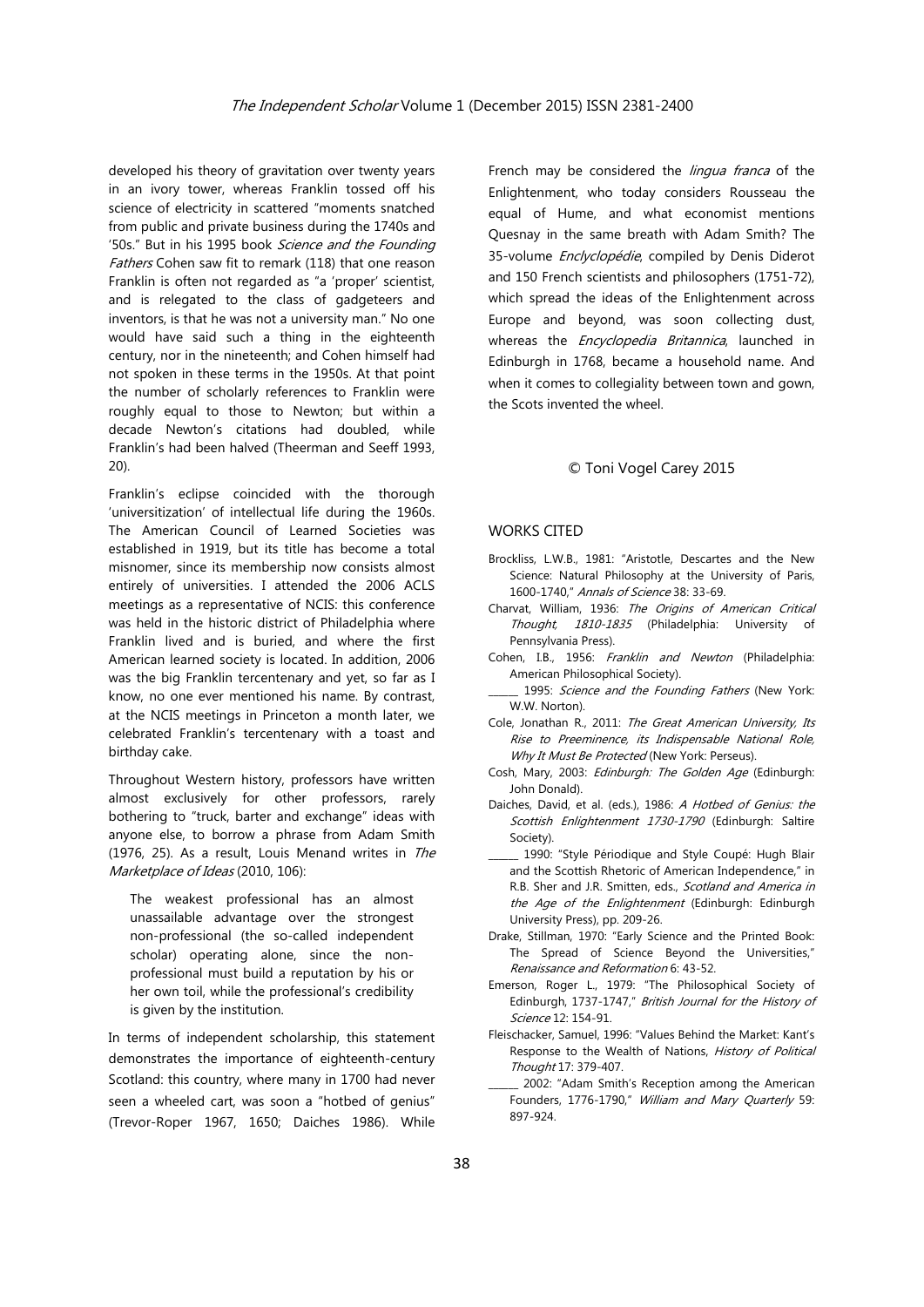developed his theory of gravitation over twenty years in an ivory tower, whereas Franklin tossed off his science of electricity in scattered "moments snatched from public and private business during the 1740s and '50s." But in his 1995 book *Science and the Founding Fathers* Cohen saw fit to remark (118) that one reason Franklin is often not regarded as "a 'proper' scientist, and is relegated to the class of gadgeteers and inventors, is that he was not a university man." No one would have said such a thing in the eighteenth century, nor in the nineteenth; and Cohen himself had not spoken in these terms in the 1950s. At that point the number of scholarly references to Franklin were roughly equal to those to Newton; but within a decade Newton's citations had doubled, while Franklin's had been halved (Theerman and Seeff 1993, 20).

Franklin's eclipse coincided with the thorough 'universitization' of intellectual life during the 1960s. The American Council of Learned Societies was established in 1919, but its title has become a total misnomer, since its membership now consists almost entirely of universities. I attended the 2006 ACLS meetings as a representative of NCIS: this conference was held in the historic district of Philadelphia where Franklin lived and is buried, and where the first American learned society is located. In addition, 2006 was the big Franklin tercentenary and yet, so far as I know, no one ever mentioned his name. By contrast, at the NCIS meetings in Princeton a month later, we celebrated Franklin's tercentenary with a toast and birthday cake.

Throughout Western history, professors have written almost exclusively for other professors, rarely bothering to "truck, barter and exchange" ideas with anyone else, to borrow a phrase from Adam Smith (1976, 25). As a result, Louis Menand writes in *The Marketplace of Ideas* (2010, 106):

> The weakest professional has an almost unassailable advantage over the strongest non-professional (the so-called independent scholar) operating alone, since the non-professional must build a reputation by his or her own toil, while the professional's credibility is given by the institution.

In terms of independent scholarship, this statement demonstrates the importance of eighteenth-century Scotland: this country, where many in 1700 had never seen a wheeled cart, was soon a "hotbed of genius" (Trevor-Roper 1967, 1650; Daiches 1986). While French may be considered the *lingua franca* of the Enlightenment, who today considers Rousseau the equal of Hume, and what economist mentions Quesnay in the same breath with Adam Smith? The 35-volume *Enclyclopédie*, compiled by Denis Diderot and 150 French scientists and philosophers (1751-72), which spread the ideas of the Enlightenment across Europe and beyond, was soon collecting dust, whereas the *Encyclopedia Britannica*, launched in Edinburgh in 1768, became a household name. And when it comes to collegiality between town and gown, the Scots invented the wheel.

© Toni Vogel Carey 2015

## WORKS CITED

Brockliss, L.W.B., 1981: "Aristotle, Descartes and the New Science: Natural Philosophy at the University of Paris, 1600-1740," *Annals of Science* 38: 33-69.

Charvat, William, 1936: *The Origins of American Critical Thought, 1810-1835* (Philadelphia: University of Pennsylvania Press).

Cohen, I.B., 1956: *Franklin and Newton* (Philadelphia: American Philosophical Society).

______ 1995: *Science and the Founding Fathers* (New York: W.W. Norton).

Cole, Jonathan R., 2011: *The Great American University, Its Rise to Preeminence, its Indispensable National Role, Why It Must Be Protected* (New York: Perseus).

Cosh, Mary, 2003: *Edinburgh: The Golden Age* (Edinburgh: John Donald).

Daiches, David, et al. (eds.), 1986: *A Hotbed of Genius: the Scottish Enlightenment 1730-1790* (Edinburgh: Saltire Society).

______ 1990: "Style Périodique and Style Coupé: Hugh Blair and the Scottish Rhetoric of American Independence," in R.B. Sher and J.R. Smitten, eds., *Scotland and America in the Age of the Enlightenment* (Edinburgh: Edinburgh University Press), pp. 209-26.

Drake, Stillman, 1970: "Early Science and the Printed Book: The Spread of Science Beyond the Universities," *Renaissance and Reformation* 6: 43-52.

Emerson, Roger L., 1979: "The Philosophical Society of Edinburgh, 1737-1747," *British Journal for the History of Science* 12: 154-91.

Fleischacker, Samuel, 1996: "Values Behind the Market: Kant's Response to the Wealth of Nations, *History of Political Thought* 17: 379-407.

______ 2002: "Adam Smith's Reception among the American Founders, 1776-1790," *William and Mary Quarterly* 59: 897-924.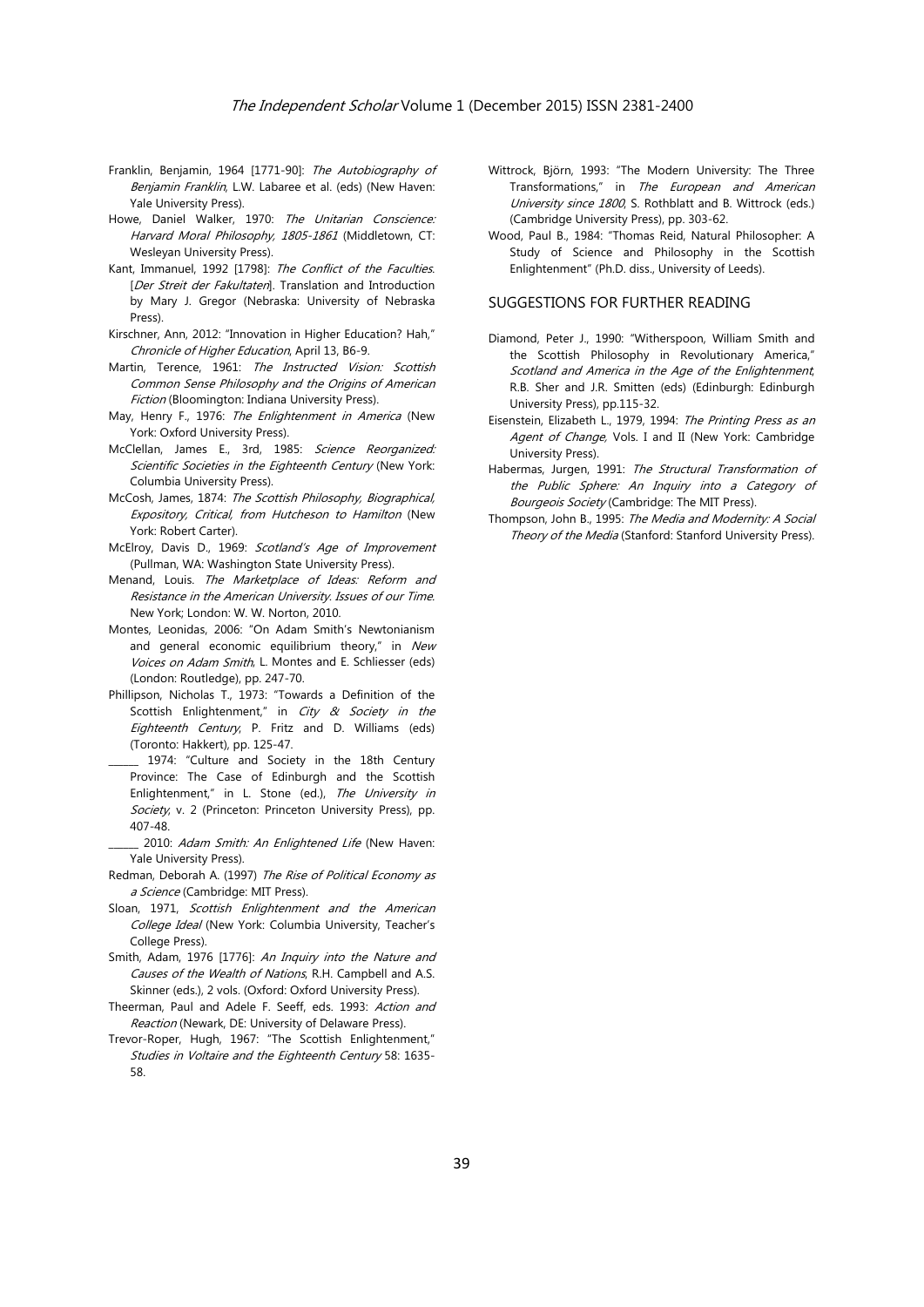Franklin, Benjamin, 1964 [1771-90]: *The Autobiography of Benjamin Franklin*, L.W. Labaree et al. (eds) (New Haven: Yale University Press).

Howe, Daniel Walker, 1970: *The Unitarian Conscience: Harvard Moral Philosophy, 1805-1861* (Middletown, CT: Wesleyan University Press).

Kant, Immanuel, 1992 [1798]: *The Conflict of the Faculties*. [*Der Streit der Fakultaten*]. Translation and Introduction by Mary J. Gregor (Nebraska: University of Nebraska Press).

Kirschner, Ann, 2012: "Innovation in Higher Education? Hah," *Chronicle of Higher Education*, April 13, B6-9.

Martin, Terence, 1961: *The Instructed Vision: Scottish Common Sense Philosophy and the Origins of American Fiction* (Bloomington: Indiana University Press).

May, Henry F., 1976: *The Enlightenment in America* (New York: Oxford University Press).

McClellan, James E., 3rd, 1985: *Science Reorganized: Scientific Societies in the Eighteenth Century* (New York: Columbia University Press).

McCosh, James, 1874: *The Scottish Philosophy, Biographical, Expository, Critical, from Hutcheson to Hamilton* (New York: Robert Carter).

McElroy, Davis D., 1969: *Scotland's Age of Improvement* (Pullman, WA: Washington State University Press).

Menand, Louis. *The Marketplace of Ideas: Reform and Resistance in the American University. Issues of our Time*. New York; London: W. W. Norton, 2010.

Montes, Leonidas, 2006: "On Adam Smith's Newtonianism and general economic equilibrium theory," in *New Voices on Adam Smith*, L. Montes and E. Schliesser (eds) (London: Routledge), pp. 247-70.

Phillipson, Nicholas T., 1973: "Towards a Definition of the Scottish Enlightenment," in *City & Society in the Eighteenth Century*, P. Fritz and D. Williams (eds) (Toronto: Hakkert), pp. 125-47.

______ 1974: "Culture and Society in the 18th Century Province: The Case of Edinburgh and the Scottish Enlightenment," in L. Stone (ed.), *The University in Society*, v. 2 (Princeton: Princeton University Press), pp. 407-48.

______ 2010: *Adam Smith: An Enlightened Life* (New Haven: Yale University Press).

Redman, Deborah A. (1997) *The Rise of Political Economy as a Science* (Cambridge: MIT Press).

Sloan, 1971, *Scottish Enlightenment and the American College Ideal* (New York: Columbia University, Teacher's College Press).

Smith, Adam, 1976 [1776]: *An Inquiry into the Nature and Causes of the Wealth of Nations*, R.H. Campbell and A.S. Skinner (eds.), 2 vols. (Oxford: Oxford University Press).

Theerman, Paul and Adele F. Seeff, eds. 1993: *Action and Reaction* (Newark, DE: University of Delaware Press).

Trevor-Roper, Hugh, 1967: "The Scottish Enlightenment," *Studies in Voltaire and the Eighteenth Century* 58: 1635-58.

Wittrock, Björn, 1993: "The Modern University: The Three Transformations," in *The European and American University since 1800*, S. Rothblatt and B. Wittrock (eds.) (Cambridge University Press), pp. 303-62.

Wood, Paul B., 1984: "Thomas Reid, Natural Philosopher: A Study of Science and Philosophy in the Scottish Enlightenment" (Ph.D. diss., University of Leeds).

## SUGGESTIONS FOR FURTHER READING

Diamond, Peter J., 1990: "Witherspoon, William Smith and the Scottish Philosophy in Revolutionary America," *Scotland and America in the Age of the Enlightenment*, R.B. Sher and J.R. Smitten (eds) (Edinburgh: Edinburgh University Press), pp.115-32.

Eisenstein, Elizabeth L., 1979, 1994: *The Printing Press as an Agent of Change*, Vols. I and II (New York: Cambridge University Press).

Habermas, Jurgen, 1991: *The Structural Transformation of the Public Sphere: An Inquiry into a Category of Bourgeois Society* (Cambridge: The MIT Press).

Thompson, John B., 1995: *The Media and Modernity: A Social Theory of the Media* (Stanford: Stanford University Press).